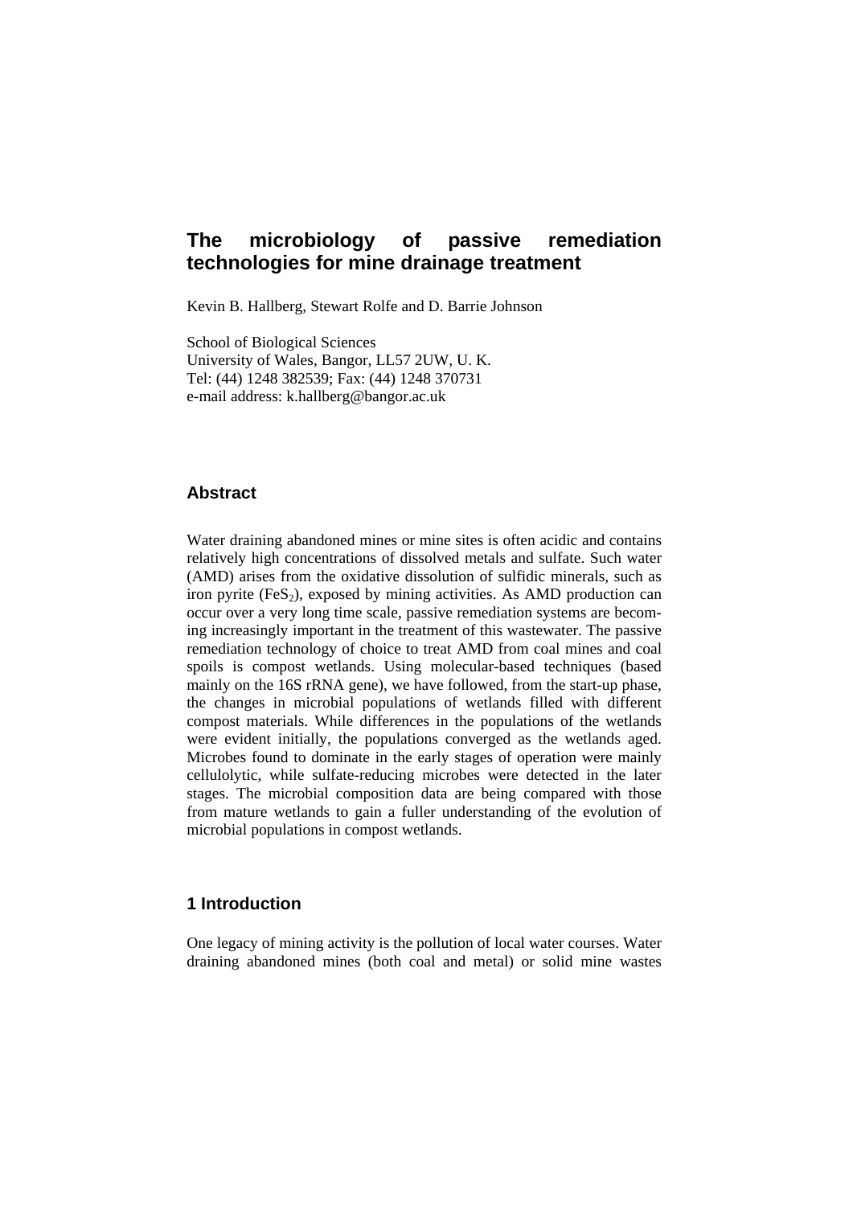# The microbiology of passive remediation technologies for mine drainage treatment

Kevin B. Hallberg, Stewart Rolfe and D. Barrie Johnson

School of Biological Sciences
University of Wales, Bangor, LL57 2UW, U. K.
Tel: (44) 1248 382539; Fax: (44) 1248 370731
e-mail address: k.hallberg@bangor.ac.uk

## Abstract

Water draining abandoned mines or mine sites is often acidic and contains relatively high concentrations of dissolved metals and sulfate. Such water (AMD) arises from the oxidative dissolution of sulfidic minerals, such as iron pyrite ($FeS_2$), exposed by mining activities. As AMD production can occur over a very long time scale, passive remediation systems are becoming increasingly important in the treatment of this wastewater. The passive remediation technology of choice to treat AMD from coal mines and coal spoils is compost wetlands. Using molecular-based techniques (based mainly on the 16S rRNA gene), we have followed, from the start-up phase, the changes in microbial populations of wetlands filled with different compost materials. While differences in the populations of the wetlands were evident initially, the populations converged as the wetlands aged. Microbes found to dominate in the early stages of operation were mainly cellulolytic, while sulfate-reducing microbes were detected in the later stages. The microbial composition data are being compared with those from mature wetlands to gain a fuller understanding of the evolution of microbial populations in compost wetlands.

## 1 Introduction

One legacy of mining activity is the pollution of local water courses. Water draining abandoned mines (both coal and metal) or solid mine wastes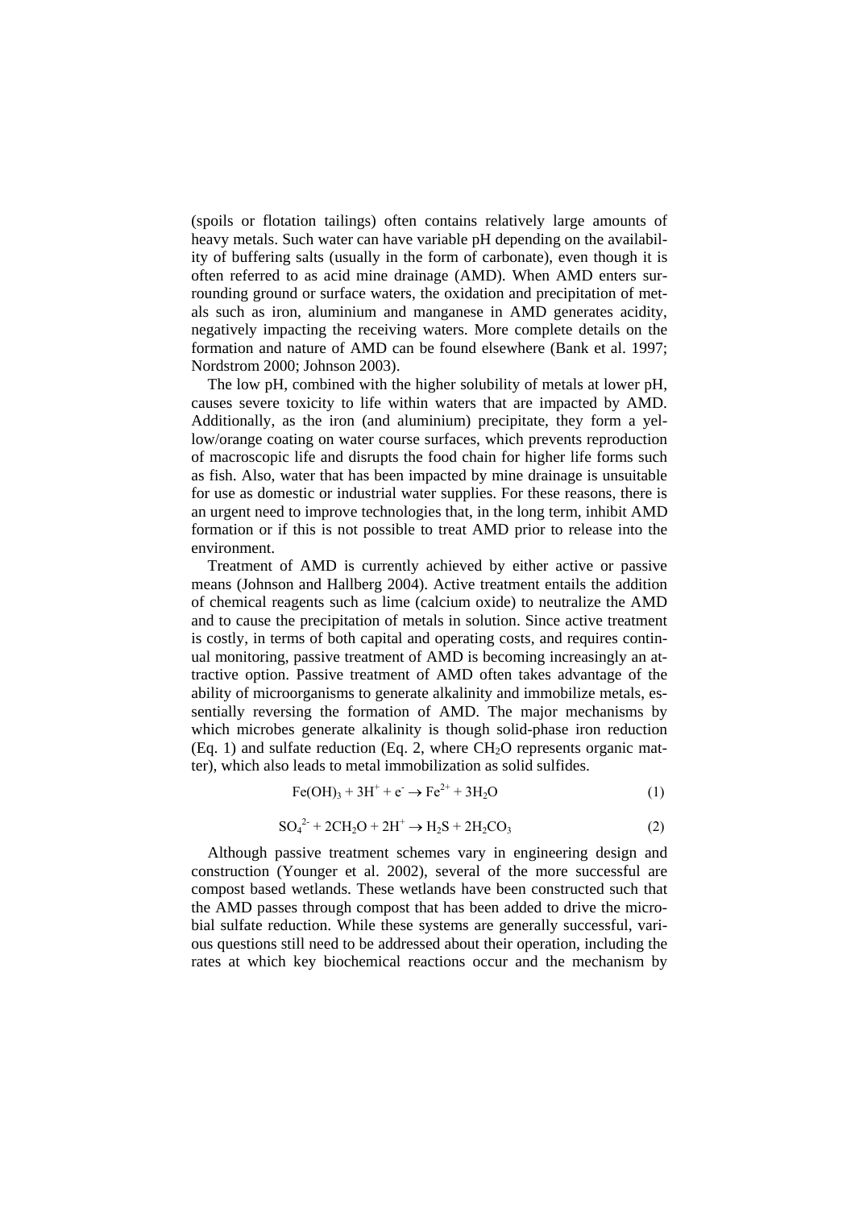(spoils or flotation tailings) often contains relatively large amounts of heavy metals. Such water can have variable pH depending on the availability of buffering salts (usually in the form of carbonate), even though it is often referred to as acid mine drainage (AMD). When AMD enters surrounding ground or surface waters, the oxidation and precipitation of metals such as iron, aluminium and manganese in AMD generates acidity, negatively impacting the receiving waters. More complete details on the formation and nature of AMD can be found elsewhere (Bank et al. 1997; Nordstrom 2000; Johnson 2003).

The low pH, combined with the higher solubility of metals at lower pH, causes severe toxicity to life within waters that are impacted by AMD. Additionally, as the iron (and aluminium) precipitate, they form a yellow/orange coating on water course surfaces, which prevents reproduction of macroscopic life and disrupts the food chain for higher life forms such as fish. Also, water that has been impacted by mine drainage is unsuitable for use as domestic or industrial water supplies. For these reasons, there is an urgent need to improve technologies that, in the long term, inhibit AMD formation or if this is not possible to treat AMD prior to release into the environment.

Treatment of AMD is currently achieved by either active or passive means (Johnson and Hallberg 2004). Active treatment entails the addition of chemical reagents such as lime (calcium oxide) to neutralize the AMD and to cause the precipitation of metals in solution. Since active treatment is costly, in terms of both capital and operating costs, and requires continual monitoring, passive treatment of AMD is becoming increasingly an attractive option. Passive treatment of AMD often takes advantage of the ability of microorganisms to generate alkalinity and immobilize metals, essentially reversing the formation of AMD. The major mechanisms by which microbes generate alkalinity is though solid-phase iron reduction (Eq. 1) and sulfate reduction (Eq. 2, where $CH_2O$ represents organic matter), which also leads to metal immobilization as solid sulfides.

$$Fe(OH)_3 + 3H^+ + e^- \rightarrow Fe^{2+} + 3H_2O \tag{1}$$

$$SO_4^{2-} + 2CH_2O + 2H^+ \rightarrow H_2S + 2H_2CO_3 \tag{2}$$

Although passive treatment schemes vary in engineering design and construction (Younger et al. 2002), several of the more successful are compost based wetlands. These wetlands have been constructed such that the AMD passes through compost that has been added to drive the microbial sulfate reduction. While these systems are generally successful, various questions still need to be addressed about their operation, including the rates at which key biochemical reactions occur and the mechanism by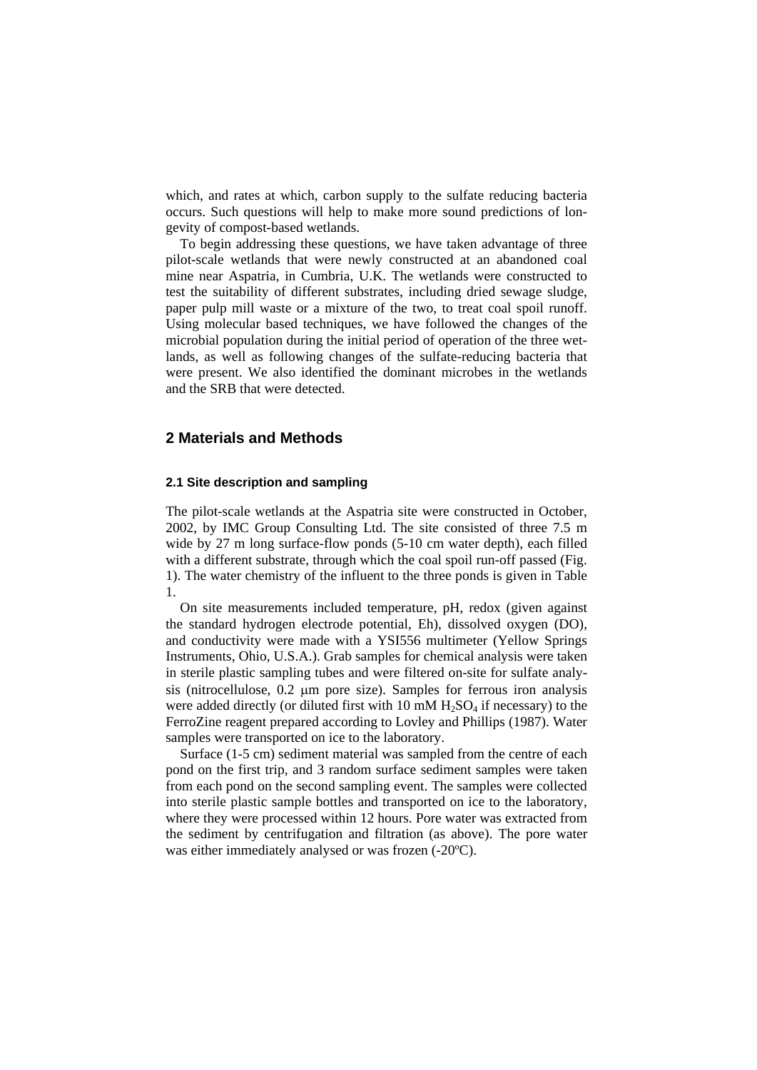which, and rates at which, carbon supply to the sulfate reducing bacteria occurs. Such questions will help to make more sound predictions of longevity of compost-based wetlands.

To begin addressing these questions, we have taken advantage of three pilot-scale wetlands that were newly constructed at an abandoned coal mine near Aspatria, in Cumbria, U.K. The wetlands were constructed to test the suitability of different substrates, including dried sewage sludge, paper pulp mill waste or a mixture of the two, to treat coal spoil runoff. Using molecular based techniques, we have followed the changes of the microbial population during the initial period of operation of the three wetlands, as well as following changes of the sulfate-reducing bacteria that were present. We also identified the dominant microbes in the wetlands and the SRB that were detected.

## 2 Materials and Methods

### 2.1 Site description and sampling

The pilot-scale wetlands at the Aspatria site were constructed in October, 2002, by IMC Group Consulting Ltd. The site consisted of three 7.5 m wide by 27 m long surface-flow ponds (5-10 cm water depth), each filled with a different substrate, through which the coal spoil run-off passed (Fig. 1). The water chemistry of the influent to the three ponds is given in Table 1.

On site measurements included temperature, pH, redox (given against the standard hydrogen electrode potential, Eh), dissolved oxygen (DO), and conductivity were made with a YSI556 multimeter (Yellow Springs Instruments, Ohio, U.S.A.). Grab samples for chemical analysis were taken in sterile plastic sampling tubes and were filtered on-site for sulfate analysis (nitrocellulose, 0.2 μm pore size). Samples for ferrous iron analysis were added directly (or diluted first with 10 mM $H_2SO_4$ if necessary) to the FerroZine reagent prepared according to Lovley and Phillips (1987). Water samples were transported on ice to the laboratory.

Surface (1-5 cm) sediment material was sampled from the centre of each pond on the first trip, and 3 random surface sediment samples were taken from each pond on the second sampling event. The samples were collected into sterile plastic sample bottles and transported on ice to the laboratory, where they were processed within 12 hours. Pore water was extracted from the sediment by centrifugation and filtration (as above). The pore water was either immediately analysed or was frozen (-20ºC).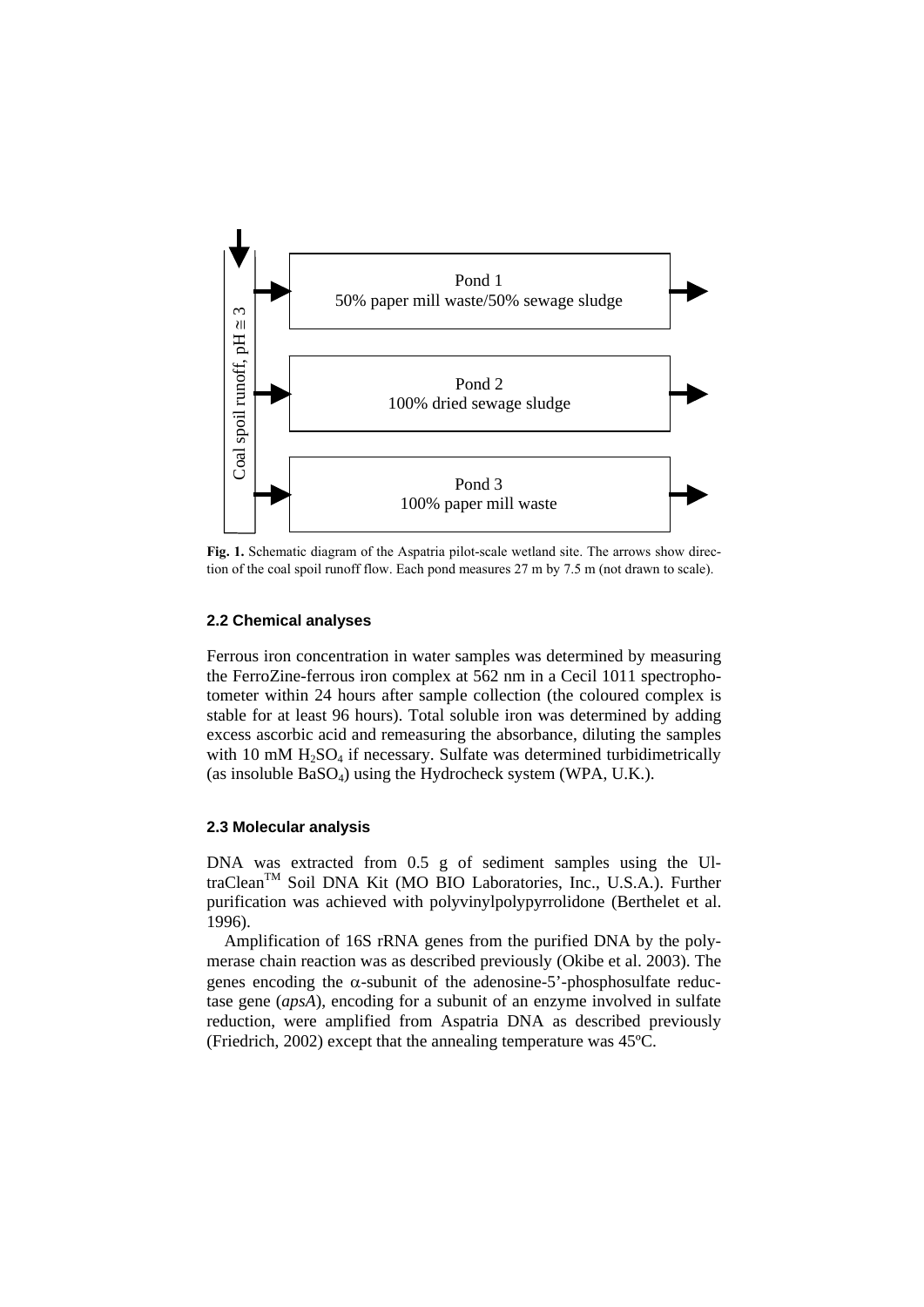**Fig. 1.** Schematic diagram of the Aspatria pilot-scale wetland site. The arrows show direction of the coal spoil runoff flow. Each pond measures 27 m by 7.5 m (not drawn to scale).

### 2.2 Chemical analyses

Ferrous iron concentration in water samples was determined by measuring the FerroZine-ferrous iron complex at 562 nm in a Cecil 1011 spectrophotometer within 24 hours after sample collection (the coloured complex is stable for at least 96 hours). Total soluble iron was determined by adding excess ascorbic acid and remeasuring the absorbance, diluting the samples with 10 mM $H_2SO_4$ if necessary. Sulfate was determined turbidimetrically (as insoluble $BaSO_4$) using the Hydrocheck system (WPA, U.K.).

### 2.3 Molecular analysis

DNA was extracted from 0.5 g of sediment samples using the UltraClean™ Soil DNA Kit (MO BIO Laboratories, Inc., U.S.A.). Further purification was achieved with polyvinylpolypyrrolidone (Berthelet et al. 1996).

Amplification of 16S rRNA genes from the purified DNA by the polymerase chain reaction was as described previously (Okibe et al. 2003). The genes encoding the $\alpha$-subunit of the adenosine-5'-phosphosulfate reductase gene (*apsA*), encoding for a subunit of an enzyme involved in sulfate reduction, were amplified from Aspatria DNA as described previously (Friedrich, 2002) except that the annealing temperature was 45ºC.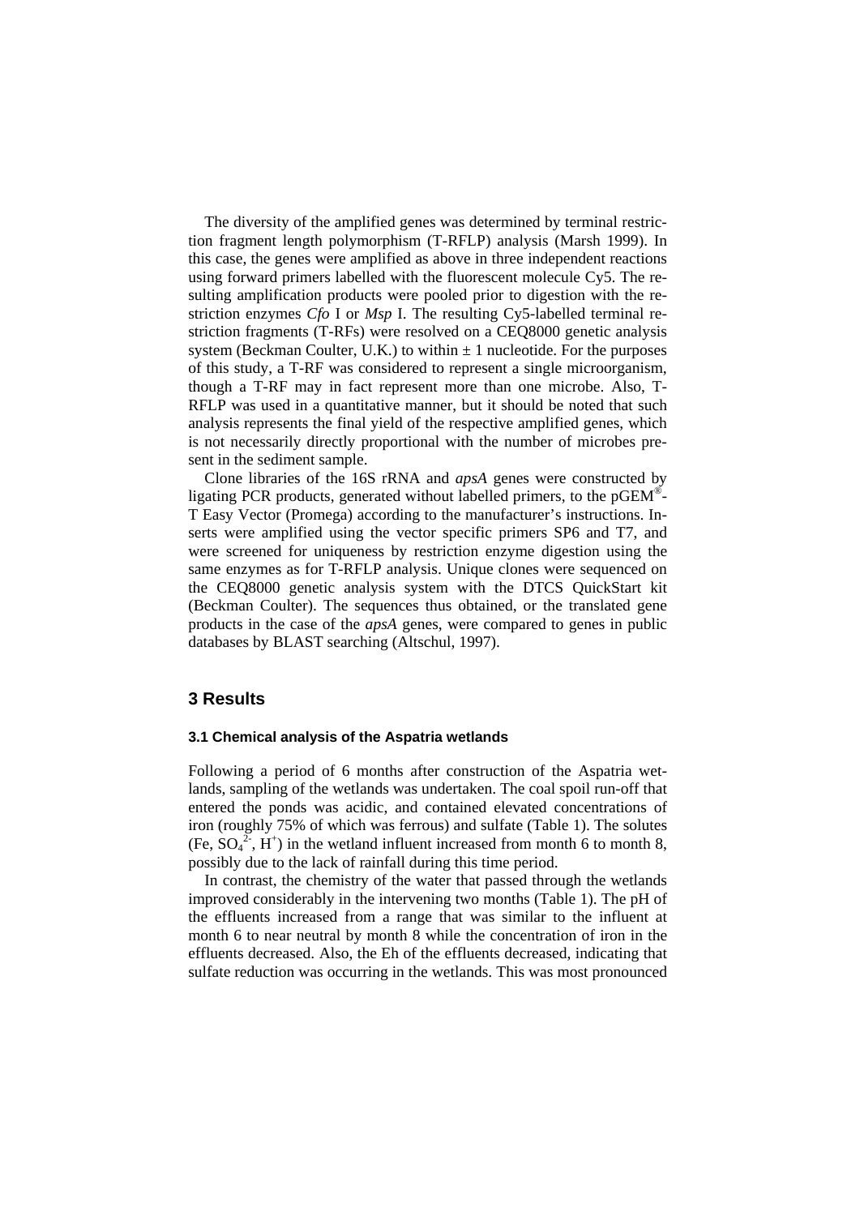The diversity of the amplified genes was determined by terminal restriction fragment length polymorphism (T-RFLP) analysis (Marsh 1999). In this case, the genes were amplified as above in three independent reactions using forward primers labelled with the fluorescent molecule Cy5. The resulting amplification products were pooled prior to digestion with the restriction enzymes *Cfo* I or *Msp* I. The resulting Cy5-labelled terminal restriction fragments (T-RFs) were resolved on a CEQ8000 genetic analysis system (Beckman Coulter, U.K.) to within ± 1 nucleotide. For the purposes of this study, a T-RF was considered to represent a single microorganism, though a T-RF may in fact represent more than one microbe. Also, T-RFLP was used in a quantitative manner, but it should be noted that such analysis represents the final yield of the respective amplified genes, which is not necessarily directly proportional with the number of microbes present in the sediment sample.

Clone libraries of the 16S rRNA and *apsA* genes were constructed by ligating PCR products, generated without labelled primers, to the pGEM®-T Easy Vector (Promega) according to the manufacturer's instructions. Inserts were amplified using the vector specific primers SP6 and T7, and were screened for uniqueness by restriction enzyme digestion using the same enzymes as for T-RFLP analysis. Unique clones were sequenced on the CEQ8000 genetic analysis system with the DTCS QuickStart kit (Beckman Coulter). The sequences thus obtained, or the translated gene products in the case of the *apsA* genes, were compared to genes in public databases by BLAST searching (Altschul, 1997).

## 3 Results

### 3.1 Chemical analysis of the Aspatria wetlands

Following a period of 6 months after construction of the Aspatria wetlands, sampling of the wetlands was undertaken. The coal spoil run-off that entered the ponds was acidic, and contained elevated concentrations of iron (roughly 75% of which was ferrous) and sulfate (Table 1). The solutes (Fe, $SO_4^{2-}$, $H^+$) in the wetland influent increased from month 6 to month 8, possibly due to the lack of rainfall during this time period.

In contrast, the chemistry of the water that passed through the wetlands improved considerably in the intervening two months (Table 1). The pH of the effluents increased from a range that was similar to the influent at month 6 to near neutral by month 8 while the concentration of iron in the effluents decreased. Also, the Eh of the effluents decreased, indicating that sulfate reduction was occurring in the wetlands. This was most pronounced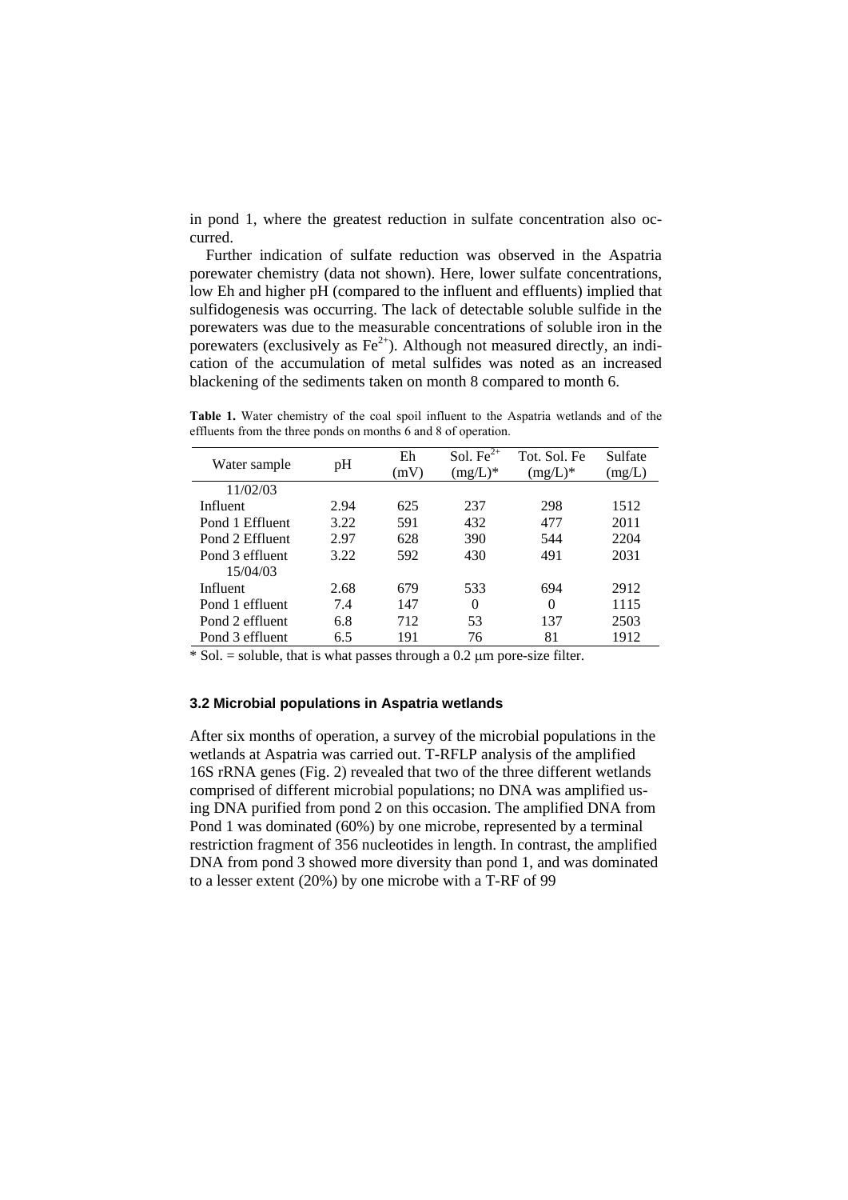in pond 1, where the greatest reduction in sulfate concentration also occurred.

Further indication of sulfate reduction was observed in the Aspatria porewater chemistry (data not shown). Here, lower sulfate concentrations, low Eh and higher pH (compared to the influent and effluents) implied that sulfidogenesis was occurring. The lack of detectable soluble sulfide in the porewaters was due to the measurable concentrations of soluble iron in the porewaters (exclusively as $Fe^{2+}$). Although not measured directly, an indication of the accumulation of metal sulfides was noted as an increased blackening of the sediments taken on month 8 compared to month 6.

**Table 1.** Water chemistry of the coal spoil influent to the Aspatria wetlands and of the effluents from the three ponds on months 6 and 8 of operation.

| Water sample | pH | Eh (mV) | Sol. $Fe^{2+}$ (mg/L)* | Tot. Sol. Fe (mg/L)* | Sulfate (mg/L) |
|---|---|---|---|---|---|
| 11/02/03 | | | | | |
| Influent | 2.94 | 625 | 237 | 298 | 1512 |
| Pond 1 Effluent | 3.22 | 591 | 432 | 477 | 2011 |
| Pond 2 Effluent | 2.97 | 628 | 390 | 544 | 2204 |
| Pond 3 effluent | 3.22 | 592 | 430 | 491 | 2031 |
| 15/04/03 | | | | | |
| Influent | 2.68 | 679 | 533 | 694 | 2912 |
| Pond 1 effluent | 7.4 | 147 | 0 | 0 | 1115 |
| Pond 2 effluent | 6.8 | 712 | 53 | 137 | 2503 |
| Pond 3 effluent | 6.5 | 191 | 76 | 81 | 1912 |

\* Sol. = soluble, that is what passes through a 0.2 μm pore-size filter.

### 3.2 Microbial populations in Aspatria wetlands

After six months of operation, a survey of the microbial populations in the wetlands at Aspatria was carried out. T-RFLP analysis of the amplified 16S rRNA genes (Fig. 2) revealed that two of the three different wetlands comprised of different microbial populations; no DNA was amplified using DNA purified from pond 2 on this occasion. The amplified DNA from Pond 1 was dominated (60%) by one microbe, represented by a terminal restriction fragment of 356 nucleotides in length. In contrast, the amplified DNA from pond 3 showed more diversity than pond 1, and was dominated to a lesser extent (20%) by one microbe with a T-RF of 99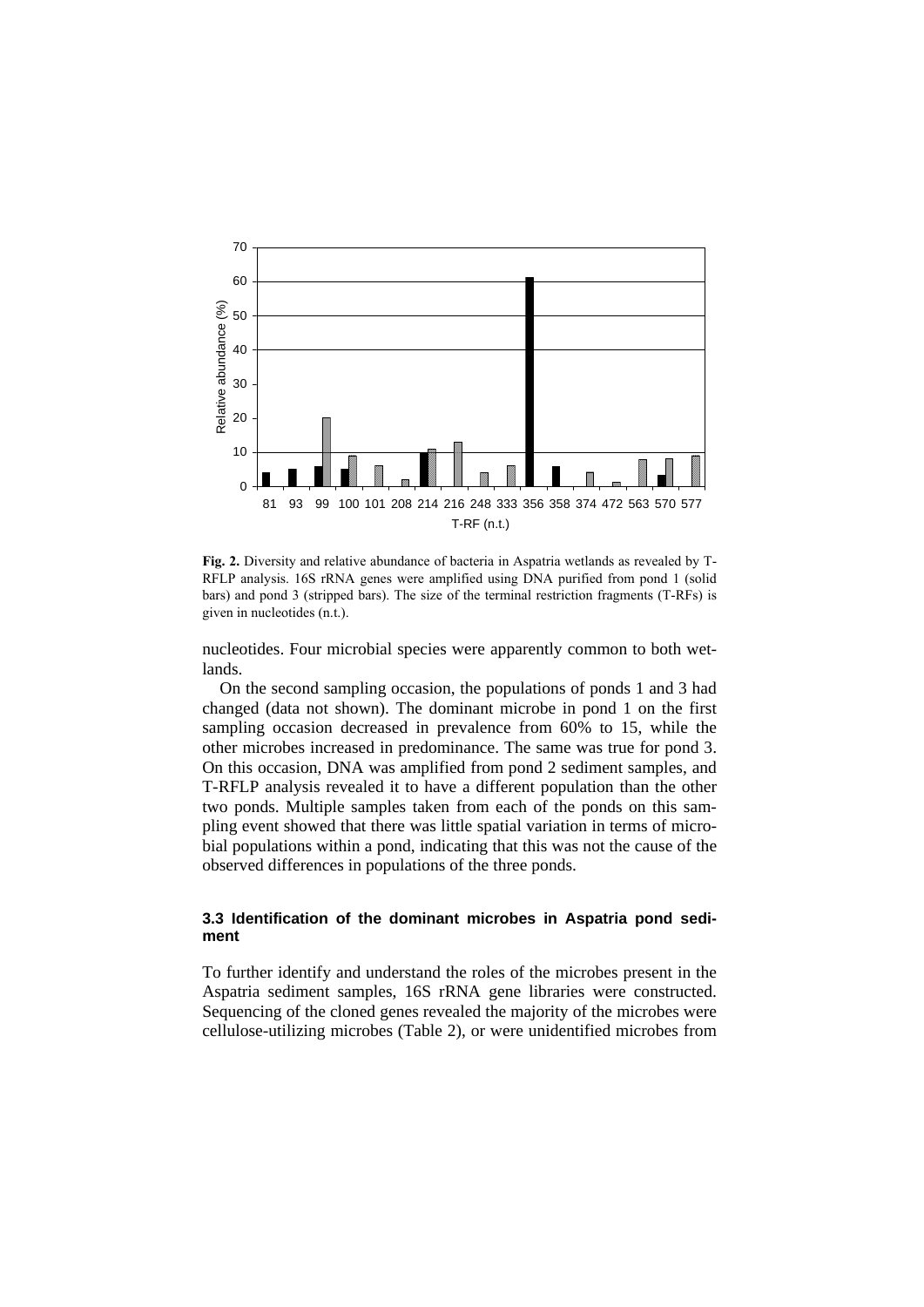**Fig. 2.** Diversity and relative abundance of bacteria in Aspatria wetlands as revealed by T-RFLP analysis. 16S rRNA genes were amplified using DNA purified from pond 1 (solid bars) and pond 3 (stripped bars). The size of the terminal restriction fragments (T-RFs) is given in nucleotides (n.t.).

nucleotides. Four microbial species were apparently common to both wetlands.

On the second sampling occasion, the populations of ponds 1 and 3 had changed (data not shown). The dominant microbe in pond 1 on the first sampling occasion decreased in prevalence from 60% to 15, while the other microbes increased in predominance. The same was true for pond 3. On this occasion, DNA was amplified from pond 2 sediment samples, and T-RFLP analysis revealed it to have a different population than the other two ponds. Multiple samples taken from each of the ponds on this sampling event showed that there was little spatial variation in terms of microbial populations within a pond, indicating that this was not the cause of the observed differences in populations of the three ponds.

### 3.3 Identification of the dominant microbes in Aspatria pond sediment

To further identify and understand the roles of the microbes present in the Aspatria sediment samples, 16S rRNA gene libraries were constructed. Sequencing of the cloned genes revealed the majority of the microbes were cellulose-utilizing microbes (Table 2), or were unidentified microbes from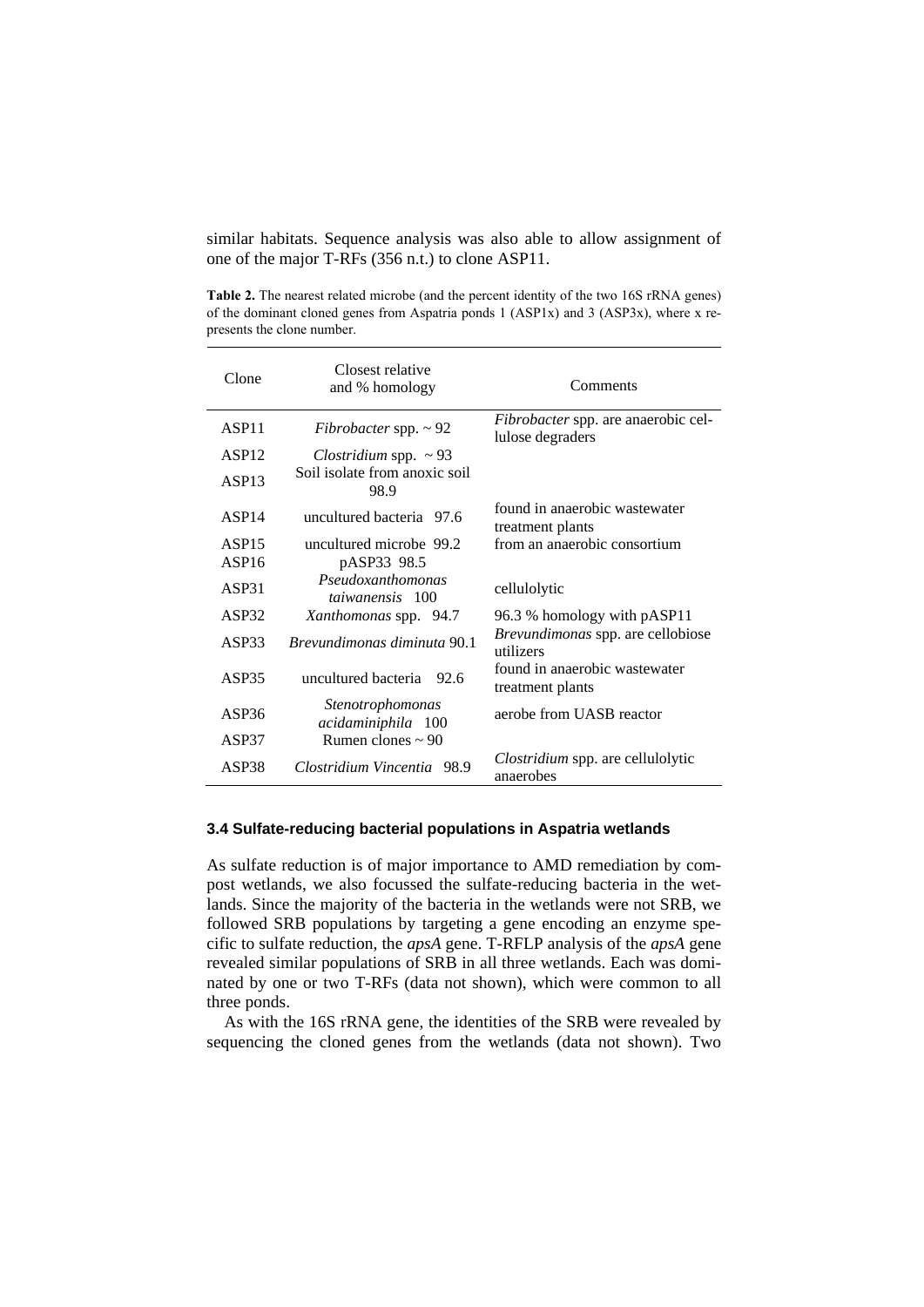similar habitats. Sequence analysis was also able to allow assignment of one of the major T-RFs (356 n.t.) to clone ASP11.

**Table 2.** The nearest related microbe (and the percent identity of the two 16S rRNA genes) of the dominant cloned genes from Aspatria ponds 1 (ASP1x) and 3 (ASP3x), where x represents the clone number.

| Clone | Closest relative and % homology | Comments |
|---|---|---|
| ASP11 | *Fibrobacter* spp. ~ 92 | *Fibrobacter* spp. are anaerobic cellulose degraders |
| ASP12 | *Clostridium* spp. ~ 93 | |
| ASP13 | Soil isolate from anoxic soil 98.9 | |
| ASP14 | uncultured bacteria 97.6 | found in anaerobic wastewater treatment plants |
| ASP15 | uncultured microbe 99.2 | from an anaerobic consortium |
| ASP16 | pASP33 98.5 | |
| ASP31 | *Pseudoxanthomonas taiwanensis* 100 | cellulolytic |
| ASP32 | *Xanthomonas* spp. 94.7 | 96.3 % homology with pASP11 |
| ASP33 | *Brevundimonas diminuta* 90.1 | *Brevundimonas* spp. are cellobiose utilizers |
| ASP35 | uncultured bacteria 92.6 | found in anaerobic wastewater treatment plants |
| ASP36 | *Stenotrophomonas acidaminiphila* 100 | aerobe from UASB reactor |
| ASP37 | Rumen clones ~ 90 | |
| ASP38 | *Clostridium Vincentia* 98.9 | *Clostridium* spp. are cellulolytic anaerobes |

### 3.4 Sulfate-reducing bacterial populations in Aspatria wetlands

As sulfate reduction is of major importance to AMD remediation by compost wetlands, we also focussed the sulfate-reducing bacteria in the wetlands. Since the majority of the bacteria in the wetlands were not SRB, we followed SRB populations by targeting a gene encoding an enzyme specific to sulfate reduction, the *apsA* gene. T-RFLP analysis of the *apsA* gene revealed similar populations of SRB in all three wetlands. Each was dominated by one or two T-RFs (data not shown), which were common to all three ponds.

As with the 16S rRNA gene, the identities of the SRB were revealed by sequencing the cloned genes from the wetlands (data not shown). Two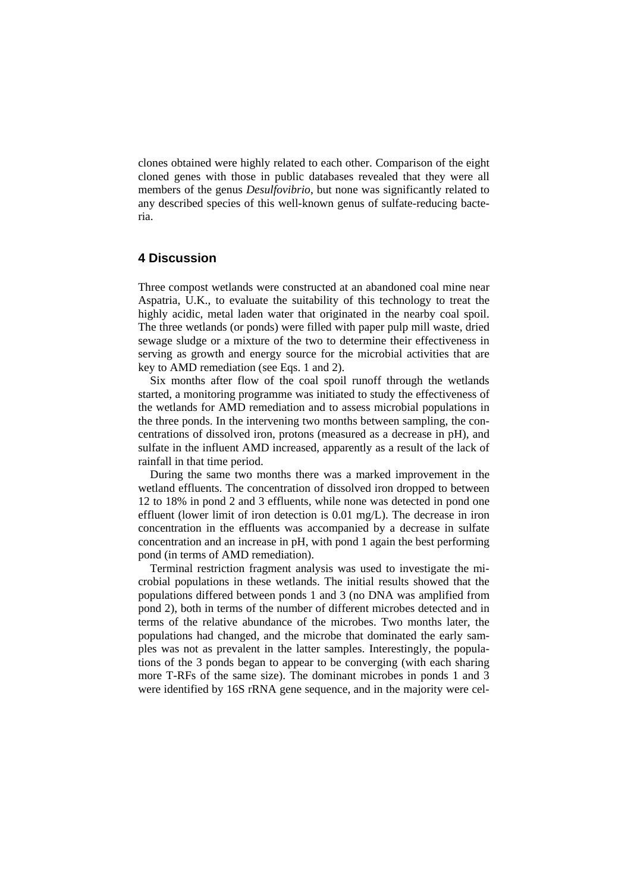clones obtained were highly related to each other. Comparison of the eight cloned genes with those in public databases revealed that they were all members of the genus *Desulfovibrio*, but none was significantly related to any described species of this well-known genus of sulfate-reducing bacteria.

## 4 Discussion

Three compost wetlands were constructed at an abandoned coal mine near Aspatria, U.K., to evaluate the suitability of this technology to treat the highly acidic, metal laden water that originated in the nearby coal spoil. The three wetlands (or ponds) were filled with paper pulp mill waste, dried sewage sludge or a mixture of the two to determine their effectiveness in serving as growth and energy source for the microbial activities that are key to AMD remediation (see Eqs. 1 and 2).

Six months after flow of the coal spoil runoff through the wetlands started, a monitoring programme was initiated to study the effectiveness of the wetlands for AMD remediation and to assess microbial populations in the three ponds. In the intervening two months between sampling, the concentrations of dissolved iron, protons (measured as a decrease in pH), and sulfate in the influent AMD increased, apparently as a result of the lack of rainfall in that time period.

During the same two months there was a marked improvement in the wetland effluents. The concentration of dissolved iron dropped to between 12 to 18% in pond 2 and 3 effluents, while none was detected in pond one effluent (lower limit of iron detection is 0.01 mg/L). The decrease in iron concentration in the effluents was accompanied by a decrease in sulfate concentration and an increase in pH, with pond 1 again the best performing pond (in terms of AMD remediation).

Terminal restriction fragment analysis was used to investigate the microbial populations in these wetlands. The initial results showed that the populations differed between ponds 1 and 3 (no DNA was amplified from pond 2), both in terms of the number of different microbes detected and in terms of the relative abundance of the microbes. Two months later, the populations had changed, and the microbe that dominated the early samples was not as prevalent in the latter samples. Interestingly, the populations of the 3 ponds began to appear to be converging (with each sharing more T-RFs of the same size). The dominant microbes in ponds 1 and 3 were identified by 16S rRNA gene sequence, and in the majority were cel-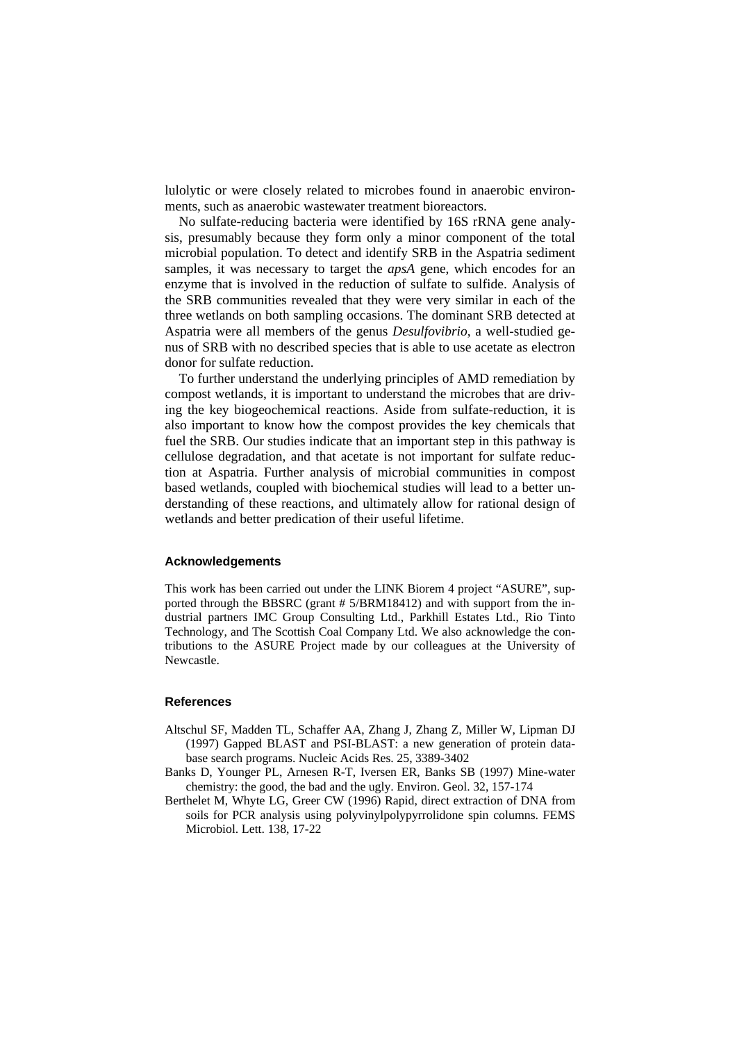lulolytic or were closely related to microbes found in anaerobic environments, such as anaerobic wastewater treatment bioreactors.

No sulfate-reducing bacteria were identified by 16S rRNA gene analysis, presumably because they form only a minor component of the total microbial population. To detect and identify SRB in the Aspatria sediment samples, it was necessary to target the *apsA* gene, which encodes for an enzyme that is involved in the reduction of sulfate to sulfide. Analysis of the SRB communities revealed that they were very similar in each of the three wetlands on both sampling occasions. The dominant SRB detected at Aspatria were all members of the genus *Desulfovibrio*, a well-studied genus of SRB with no described species that is able to use acetate as electron donor for sulfate reduction.

To further understand the underlying principles of AMD remediation by compost wetlands, it is important to understand the microbes that are driving the key biogeochemical reactions. Aside from sulfate-reduction, it is also important to know how the compost provides the key chemicals that fuel the SRB. Our studies indicate that an important step in this pathway is cellulose degradation, and that acetate is not important for sulfate reduction at Aspatria. Further analysis of microbial communities in compost based wetlands, coupled with biochemical studies will lead to a better understanding of these reactions, and ultimately allow for rational design of wetlands and better predication of their useful lifetime.

## Acknowledgements

This work has been carried out under the LINK Biorem 4 project "ASURE", supported through the BBSRC (grant # 5/BRM18412) and with support from the industrial partners IMC Group Consulting Ltd., Parkhill Estates Ltd., Rio Tinto Technology, and The Scottish Coal Company Ltd. We also acknowledge the contributions to the ASURE Project made by our colleagues at the University of Newcastle.

## References

Altschul SF, Madden TL, Schaffer AA, Zhang J, Zhang Z, Miller W, Lipman DJ (1997) Gapped BLAST and PSI-BLAST: a new generation of protein database search programs. Nucleic Acids Res. 25, 3389-3402

Banks D, Younger PL, Arnesen R-T, Iversen ER, Banks SB (1997) Mine-water chemistry: the good, the bad and the ugly. Environ. Geol. 32, 157-174

Berthelet M, Whyte LG, Greer CW (1996) Rapid, direct extraction of DNA from soils for PCR analysis using polyvinylpolypyrrolidone spin columns. FEMS Microbiol. Lett. 138, 17-22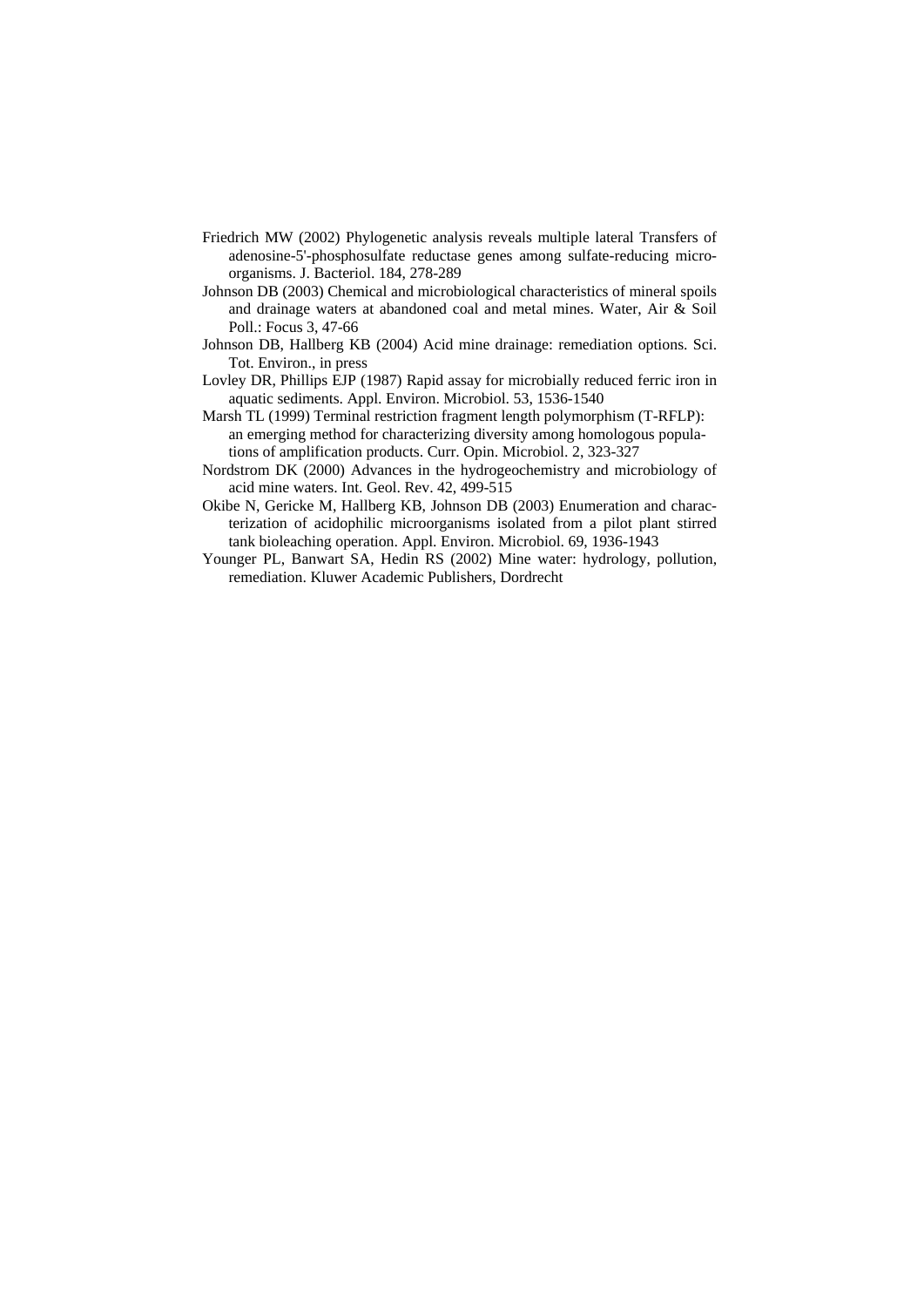Friedrich MW (2002) Phylogenetic analysis reveals multiple lateral Transfers of adenosine-5'-phosphosulfate reductase genes among sulfate-reducing microorganisms. J. Bacteriol. 184, 278-289

Johnson DB (2003) Chemical and microbiological characteristics of mineral spoils and drainage waters at abandoned coal and metal mines. Water, Air & Soil Poll.: Focus 3, 47-66

Johnson DB, Hallberg KB (2004) Acid mine drainage: remediation options. Sci. Tot. Environ., in press

Lovley DR, Phillips EJP (1987) Rapid assay for microbially reduced ferric iron in aquatic sediments. Appl. Environ. Microbiol. 53, 1536-1540

Marsh TL (1999) Terminal restriction fragment length polymorphism (T-RFLP): an emerging method for characterizing diversity among homologous populations of amplification products. Curr. Opin. Microbiol. 2, 323-327

Nordstrom DK (2000) Advances in the hydrogeochemistry and microbiology of acid mine waters. Int. Geol. Rev. 42, 499-515

Okibe N, Gericke M, Hallberg KB, Johnson DB (2003) Enumeration and characterization of acidophilic microorganisms isolated from a pilot plant stirred tank bioleaching operation. Appl. Environ. Microbiol. 69, 1936-1943

Younger PL, Banwart SA, Hedin RS (2002) Mine water: hydrology, pollution, remediation. Kluwer Academic Publishers, Dordrecht